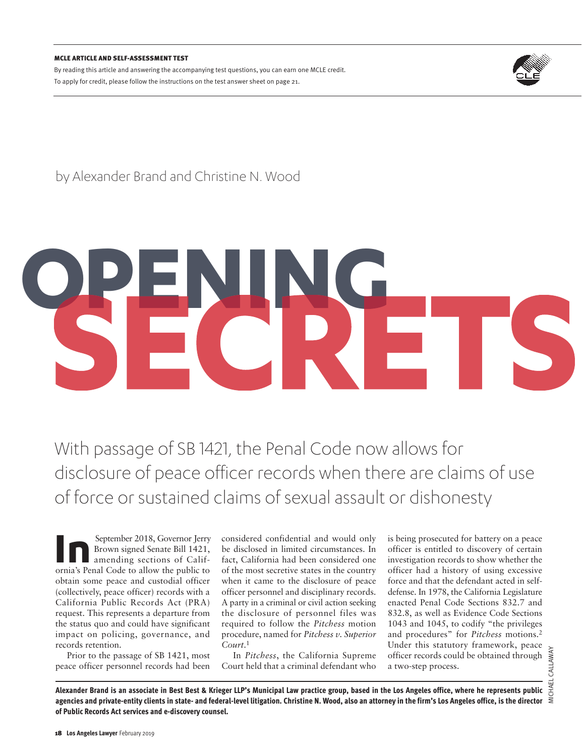**MCLE ARTICLE AND SELF-ASSESSMENT TEST**

By reading this article and answering the accompanying test questions, you can earn one MCLE credit. To apply for credit, please follow the instructions on the test answer sheet on page 21.

by Alexander Brand and Christine N. Wood

# OPENING SECRETS

## With passage of SB 1421, the Penal Code now allows for disclosure of peace officer records when there are claims of use of force or sustained claims of sexual assault or dishonesty

In September 2018, Governor Jerry Brown signed Senate Bill 1421, amending sections of California's Penal Code to allow the public to obtain some peace and custodial officer (collectively, peace officer) records with a California Public Records Act (PRA) request. This represents a departure from the status quo and could have significant impact on policing, governance, and records retention.

Prior to the passage of SB 1421, most peace officer personnel records had been considered confidential and would only be disclosed in limited circumstances. In fact, California had been considered one of the most secretive states in the country when it came to the disclosure of peace officer personnel and disciplinary records. A party in a criminal or civil action seeking the disclosure of personnel files was required to follow the *Pitchess* motion procedure, named for *Pitchess v. Superior Court*.[1]

In *Pitchess*, the California Supreme Court held that a criminal defendant who is being prosecuted for battery on a peace officer is entitled to discovery of certain investigation records to show whether the officer had a history of using excessive force and that the defendant acted in self-defense. In 1978, the California Legislature enacted Penal Code Sections 832.7 and 832.8, as well as Evidence Code Sections 1043 and 1045, to codify "the privileges and procedures" for *Pitchess* motions.[2] Under this statutory framework, peace officer records could be obtained through a two-step process.

MICHAEL CALLAWAY

**Alexander Brand is an associate in Best Best & Krieger LLP's Municipal Law practice group, based in the Los Angeles office, where he represents public agencies and private-entity clients in state- and federal-level litigation. Christine N. Wood, also an attorney in the firm's Los Angeles office, is the director of Public Records Act services and e-discovery counsel.**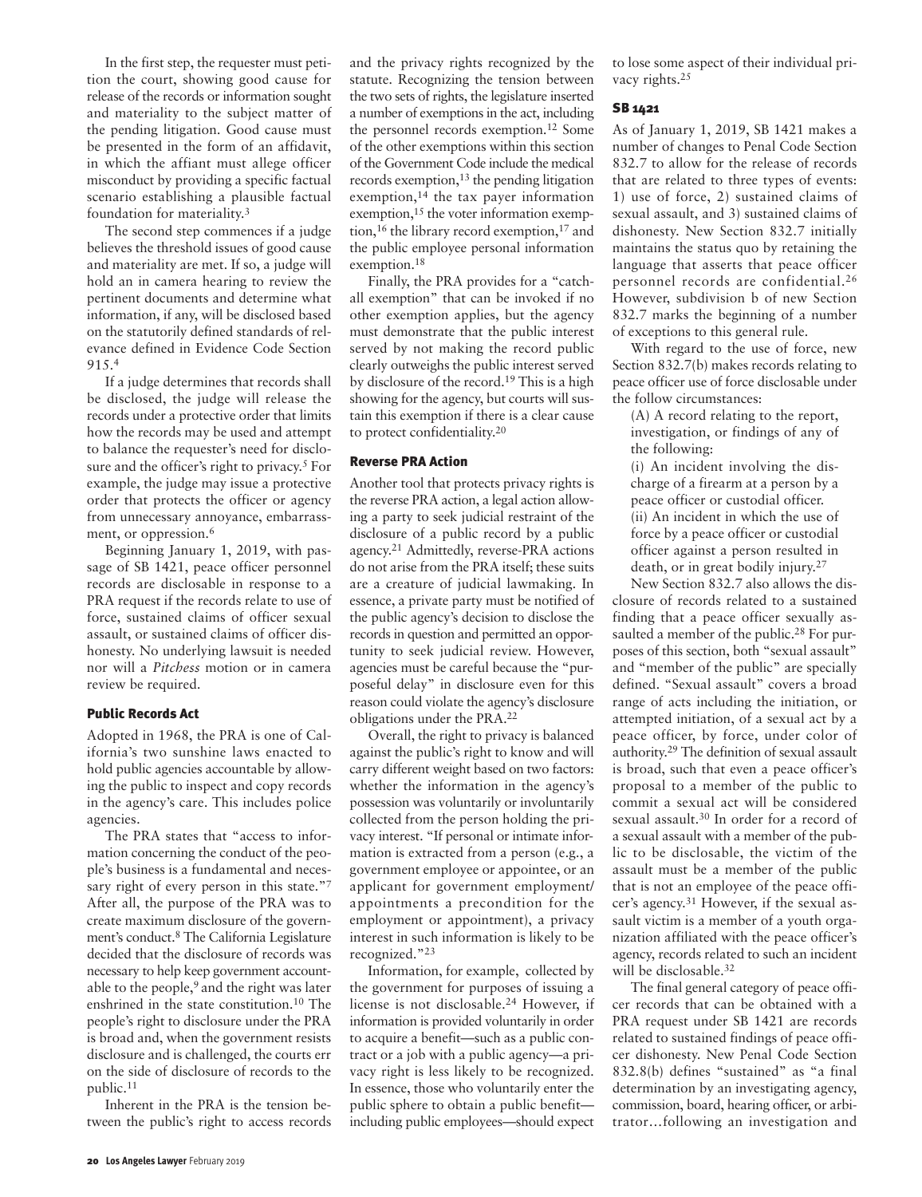In the first step, the requester must petition the court, showing good cause for release of the records or information sought and materiality to the subject matter of the pending litigation. Good cause must be presented in the form of an affidavit, in which the affiant must allege officer misconduct by providing a specific factual scenario establishing a plausible factual foundation for materiality.[3]

The second step commences if a judge believes the threshold issues of good cause and materiality are met. If so, a judge will hold an in camera hearing to review the pertinent documents and determine what information, if any, will be disclosed based on the statutorily defined standards of relevance defined in Evidence Code Section 915.[4]

If a judge determines that records shall be disclosed, the judge will release the records under a protective order that limits how the records may be used and attempt to balance the requester's need for disclosure and the officer's right to privacy.[5] For example, the judge may issue a protective order that protects the officer or agency from unnecessary annoyance, embarrassment, or oppression.[6]

Beginning January 1, 2019, with passage of SB 1421, peace officer personnel records are disclosable in response to a PRA request if the records relate to use of force, sustained claims of officer sexual assault, or sustained claims of officer dishonesty. No underlying lawsuit is needed nor will a *Pitchess* motion or in camera review be required.

### Public Records Act

Adopted in 1968, the PRA is one of California's two sunshine laws enacted to hold public agencies accountable by allowing the public to inspect and copy records in the agency's care. This includes police agencies.

The PRA states that "access to information concerning the conduct of the people's business is a fundamental and necessary right of every person in this state."[7] After all, the purpose of the PRA was to create maximum disclosure of the government's conduct.[8] The California Legislature decided that the disclosure of records was necessary to help keep government accountable to the people,[9] and the right was later enshrined in the state constitution.[10] The people's right to disclosure under the PRA is broad and, when the government resists disclosure and is challenged, the courts err on the side of disclosure of records to the public.[11]

Inherent in the PRA is the tension between the public's right to access records and the privacy rights recognized by the statute. Recognizing the tension between the two sets of rights, the legislature inserted a number of exemptions in the act, including the personnel records exemption.[12] Some of the other exemptions within this section of the Government Code include the medical records exemption,[13] the pending litigation exemption,[14] the tax payer information exemption,[15] the voter information exemption,[16] the library record exemption,[17] and the public employee personal information exemption.[18]

Finally, the PRA provides for a "catch-all exemption" that can be invoked if no other exemption applies, but the agency must demonstrate that the public interest served by not making the record public clearly outweighs the public interest served by disclosure of the record.[19] This is a high showing for the agency, but courts will sustain this exemption if there is a clear cause to protect confidentiality.[20]

### Reverse PRA Action

Another tool that protects privacy rights is the reverse PRA action, a legal action allowing a party to seek judicial restraint of the disclosure of a public record by a public agency.[21] Admittedly, reverse-PRA actions do not arise from the PRA itself; these suits are a creature of judicial lawmaking. In essence, a private party must be notified of the public agency's decision to disclose the records in question and permitted an opportunity to seek judicial review. However, agencies must be careful because the "purposeful delay" in disclosure even for this reason could violate the agency's disclosure obligations under the PRA.[22]

Overall, the right to privacy is balanced against the public's right to know and will carry different weight based on two factors: whether the information in the agency's possession was voluntarily or involuntarily collected from the person holding the privacy interest. "If personal or intimate information is extracted from a person (e.g., a government employee or appointee, or an applicant for government employment/appointments a precondition for the employment or appointment), a privacy interest in such information is likely to be recognized."[23]

Information, for example, collected by the government for purposes of issuing a license is not disclosable.[24] However, if information is provided voluntarily in order to acquire a benefit—such as a public contract or a job with a public agency—a privacy right is less likely to be recognized. In essence, those who voluntarily enter the public sphere to obtain a public benefit—including public employees—should expect to lose some aspect of their individual privacy rights.[25]

### SB 1421

As of January 1, 2019, SB 1421 makes a number of changes to Penal Code Section 832.7 to allow for the release of records that are related to three types of events: 1) use of force, 2) sustained claims of sexual assault, and 3) sustained claims of dishonesty. New Section 832.7 initially maintains the status quo by retaining the language that asserts that peace officer personnel records are confidential.[26] However, subdivision b of new Section 832.7 marks the beginning of a number of exceptions to this general rule.

With regard to the use of force, new Section 832.7(b) makes records relating to peace officer use of force disclosable under the follow circumstances:

> (A) A record relating to the report, investigation, or findings of any of the following:
>
> (i) An incident involving the discharge of a firearm at a person by a peace officer or custodial officer.
>
> (ii) An incident in which the use of force by a peace officer or custodial officer against a person resulted in death, or in great bodily injury.[27]

New Section 832.7 also allows the disclosure of records related to a sustained finding that a peace officer sexually assaulted a member of the public.[28] For purposes of this section, both "sexual assault" and "member of the public" are specially defined. "Sexual assault" covers a broad range of acts including the initiation, or attempted initiation, of a sexual act by a peace officer, by force, under color of authority.[29] The definition of sexual assault is broad, such that even a peace officer's proposal to a member of the public to commit a sexual act will be considered sexual assault.[30] In order for a record of a sexual assault with a member of the public to be disclosable, the victim of the assault must be a member of the public that is not an employee of the peace officer's agency.[31] However, if the sexual assault victim is a member of a youth organization affiliated with the peace officer's agency, records related to such an incident will be disclosable.[32]

The final general category of peace officer records that can be obtained with a PRA request under SB 1421 are records related to sustained findings of peace officer dishonesty. New Penal Code Section 832.8(b) defines "sustained" as "a final determination by an investigating agency, commission, board, hearing officer, or arbitrator…following an investigation and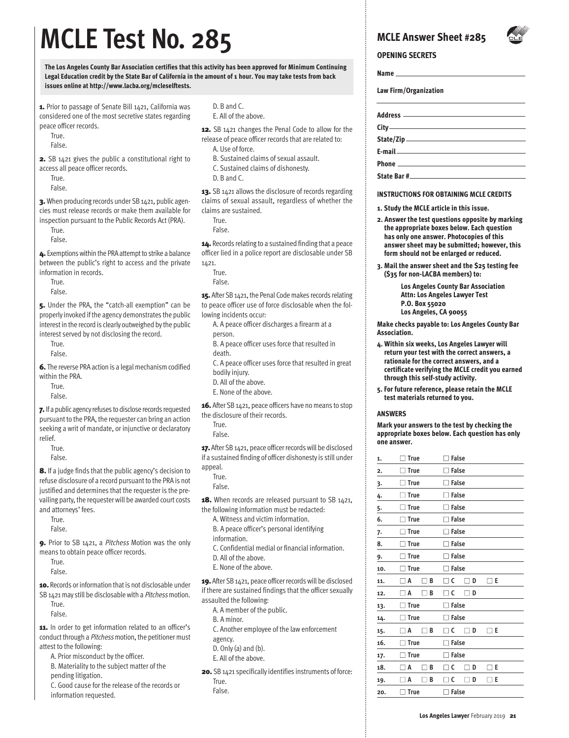# MCLE Test No. 285

**The Los Angeles County Bar Association certifies that this activity has been approved for Minimum Continuing Legal Education credit by the State Bar of California in the amount of 1 hour. You may take tests from back issues online at http://www.lacba.org/mcleselftests.**

**1.** Prior to passage of Senate Bill 1421, California was considered one of the most secretive states regarding peace officer records.

True.
False.

**2.** SB 1421 gives the public a constitutional right to access all peace officer records.

True.
False.

**3.** When producing records under SB 1421, public agencies must release records or make them available for inspection pursuant to the Public Records Act (PRA).

True.
False.

**4.** Exemptions within the PRA attempt to strike a balance between the public's right to access and the private information in records.

True.
False.

**5.** Under the PRA, the "catch-all exemption" can be properly invoked if the agency demonstrates the public interest in the record is clearly outweighed by the public interest served by not disclosing the record.

True.
False.

**6.** The reverse PRA action is a legal mechanism codified within the PRA.

True.
False.

**7.** If a public agency refuses to disclose records requested pursuant to the PRA, the requester can bring an action seeking a writ of mandate, or injunctive or declaratory relief.

True.
False.

**8.** If a judge finds that the public agency's decision to refuse disclosure of a record pursuant to the PRA is not justified and determines that the requester is the prevailing party, the requester will be awarded court costs and attorneys' fees.

True.
False.

**9.** Prior to SB 1421, a *Pitchess* Motion was the only means to obtain peace officer records.

True.
False.

**10.** Records or information that is not disclosable under SB 1421 may still be disclosable with a *Pitchess* motion.

True.
False.

**11.** In order to get information related to an officer's conduct through a *Pitchess* motion, the petitioner must attest to the following:

A. Prior misconduct by the officer.
B. Materiality to the subject matter of the pending litigation.
C. Good cause for the release of the records or information requested.
D. B and C.
E. All of the above.

**12.** SB 1421 changes the Penal Code to allow for the release of peace officer records that are related to:

A. Use of force.
B. Sustained claims of sexual assault.
C. Sustained claims of dishonesty.
D. B and C.

**13.** SB 1421 allows the disclosure of records regarding claims of sexual assault, regardless of whether the claims are sustained.

True.
False.

**14.** Records relating to a sustained finding that a peace officer lied in a police report are disclosable under SB 1421.

True.
False.

**15.** After SB 1421, the Penal Code makes records relating to peace officer use of force disclosable when the following incidents occur:

A. A peace officer discharges a firearm at a person.
B. A peace officer uses force that resulted in death.
C. A peace officer uses force that resulted in great bodily injury.
D. All of the above.
E. None of the above.

**16.** After SB 1421, peace officers have no means to stop the disclosure of their records.

True.
False.

**17.** After SB 1421, peace officer records will be disclosed if a sustained finding of officer dishonesty is still under appeal.

True.
False.

**18.** When records are released pursuant to SB 1421, the following information must be redacted:

A. Witness and victim information.
B. A peace officer's personal identifying information.
C. Confidential medial or financial information.
D. All of the above.
E. None of the above.

**19.** After SB 1421, peace officer records will be disclosed if there are sustained findings that the officer sexually assaulted the following:

A. A member of the public.
B. A minor.
C. Another employee of the law enforcement agency.
D. Only (a) and (b).
E. All of the above.

**20.** SB 1421 specifically identifies instruments of force:

True.
False.

## MCLE Answer Sheet #285

### OPENING SECRETS

**Name** ______________________

**Law Firm/Organization**

______________________

**Address** ______________________

**City** ______________________

**State/Zip** ______________________

**E-mail** ______________________

**Phone** ______________________

**State Bar #** ______________________

### INSTRUCTIONS FOR OBTAINING MCLE CREDITS

1. **Study the MCLE article in this issue.**
2. **Answer the test questions opposite by marking the appropriate boxes below. Each question has only one answer. Photocopies of this answer sheet may be submitted; however, this form should not be enlarged or reduced.**
3. **Mail the answer sheet and the $25 testing fee ($35 for non-LACBA members) to:**

   **Los Angeles County Bar Association**
   **Attn: Los Angeles Lawyer Test**
   **P.O. Box 55020**
   **Los Angeles, CA 90055**

**Make checks payable to: Los Angeles County Bar Association.**

4. **Within six weeks, Los Angeles Lawyer will return your test with the correct answers, a rationale for the correct answers, and a certificate verifying the MCLE credit you earned through this self-study activity.**
5. **For future reference, please retain the MCLE test materials returned to you.**

### ANSWERS

**Mark your answers to the test by checking the appropriate boxes below. Each question has only one answer.**

| | | | | | |
|---|---|---|---|---|---|
| 1. | ☐ True | ☐ False | | | |
| 2. | ☐ True | ☐ False | | | |
| 3. | ☐ True | ☐ False | | | |
| 4. | ☐ True | ☐ False | | | |
| 5. | ☐ True | ☐ False | | | |
| 6. | ☐ True | ☐ False | | | |
| 7. | ☐ True | ☐ False | | | |
| 8. | ☐ True | ☐ False | | | |
| 9. | ☐ True | ☐ False | | | |
| 10. | ☐ True | ☐ False | | | |
| 11. | ☐ A ☐ B | ☐ C | ☐ D | ☐ E | |
| 12. | ☐ A ☐ B | ☐ C | ☐ D | | |
| 13. | ☐ True | ☐ False | | | |
| 14. | ☐ True | ☐ False | | | |
| 15. | ☐ A ☐ B | ☐ C | ☐ D | ☐ E | |
| 16. | ☐ True | ☐ False | | | |
| 17. | ☐ True | ☐ False | | | |
| 18. | ☐ A ☐ B | ☐ C | ☐ D | ☐ E | |
| 19. | ☐ A ☐ B | ☐ C | ☐ D | ☐ E | |
| 20. | ☐ True | ☐ False | | | |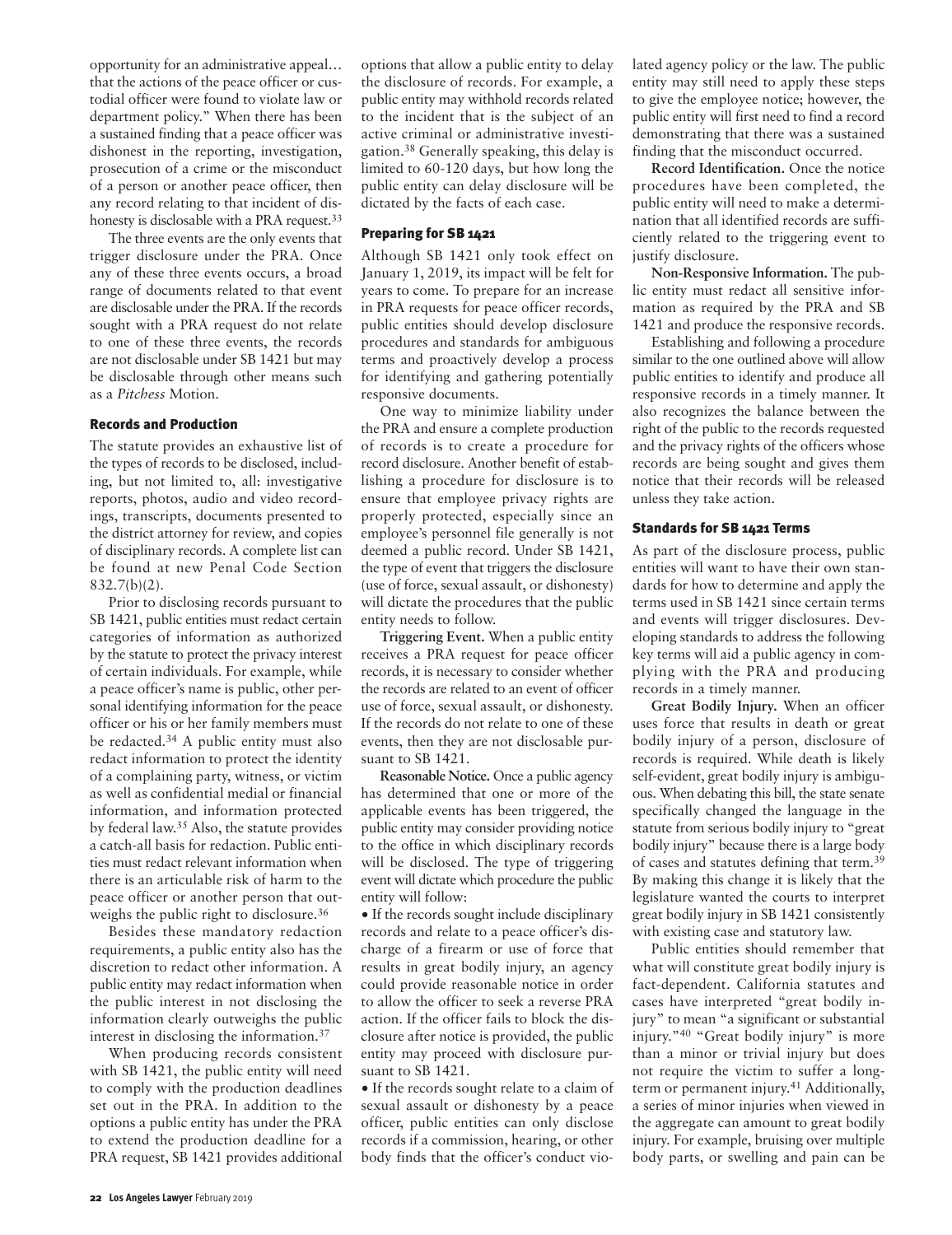opportunity for an administrative appeal… that the actions of the peace officer or custodial officer were found to violate law or department policy." When there has been a sustained finding that a peace officer was dishonest in the reporting, investigation, prosecution of a crime or the misconduct of a person or another peace officer, then any record relating to that incident of dishonesty is disclosable with a PRA request.[33]

The three events are the only events that trigger disclosure under the PRA. Once any of these three events occurs, a broad range of documents related to that event are disclosable under the PRA. If the records sought with a PRA request do not relate to one of these three events, the records are not disclosable under SB 1421 but may be disclosable through other means such as a *Pitchess* Motion.

## Records and Production

The statute provides an exhaustive list of the types of records to be disclosed, including, but not limited to, all: investigative reports, photos, audio and video recordings, transcripts, documents presented to the district attorney for review, and copies of disciplinary records. A complete list can be found at new Penal Code Section 832.7(b)(2).

Prior to disclosing records pursuant to SB 1421, public entities must redact certain categories of information as authorized by the statute to protect the privacy interest of certain individuals. For example, while a peace officer's name is public, other personal identifying information for the peace officer or his or her family members must be redacted.[34] A public entity must also redact information to protect the identity of a complaining party, witness, or victim as well as confidential medial or financial information, and information protected by federal law.[35] Also, the statute provides a catch-all basis for redaction. Public entities must redact relevant information when there is an articulable risk of harm to the peace officer or another person that outweighs the public right to disclosure.[36]

Besides these mandatory redaction requirements, a public entity also has the discretion to redact other information. A public entity may redact information when the public interest in not disclosing the information clearly outweighs the public interest in disclosing the information.[37]

When producing records consistent with SB 1421, the public entity will need to comply with the production deadlines set out in the PRA. In addition to the options a public entity has under the PRA to extend the production deadline for a PRA request, SB 1421 provides additional options that allow a public entity to delay the disclosure of records. For example, a public entity may withhold records related to the incident that is the subject of an active criminal or administrative investigation.[38] Generally speaking, this delay is limited to 60-120 days, but how long the public entity can delay disclosure will be dictated by the facts of each case.

## Preparing for SB 1421

Although SB 1421 only took effect on January 1, 2019, its impact will be felt for years to come. To prepare for an increase in PRA requests for peace officer records, public entities should develop disclosure procedures and standards for ambiguous terms and proactively develop a process for identifying and gathering potentially responsive documents.

One way to minimize liability under the PRA and ensure a complete production of records is to create a procedure for record disclosure. Another benefit of establishing a procedure for disclosure is to ensure that employee privacy rights are properly protected, especially since an employee's personnel file generally is not deemed a public record. Under SB 1421, the type of event that triggers the disclosure (use of force, sexual assault, or dishonesty) will dictate the procedures that the public entity needs to follow.

**Triggering Event.** When a public entity receives a PRA request for peace officer records, it is necessary to consider whether the records are related to an event of officer use of force, sexual assault, or dishonesty. If the records do not relate to one of these events, then they are not disclosable pursuant to SB 1421.

**Reasonable Notice.** Once a public agency has determined that one or more of the applicable events has been triggered, the public entity may consider providing notice to the office in which disciplinary records will be disclosed. The type of triggering event will dictate which procedure the public entity will follow:

- If the records sought include disciplinary records and relate to a peace officer's discharge of a firearm or use of force that results in great bodily injury, an agency could provide reasonable notice in order to allow the officer to seek a reverse PRA action. If the officer fails to block the disclosure after notice is provided, the public entity may proceed with disclosure pursuant to SB 1421.
- If the records sought relate to a claim of sexual assault or dishonesty by a peace officer, public entities can only disclose records if a commission, hearing, or other body finds that the officer's conduct violated agency policy or the law. The public entity may still need to apply these steps to give the employee notice; however, the public entity will first need to find a record demonstrating that there was a sustained finding that the misconduct occurred.

**Record Identification.** Once the notice procedures have been completed, the public entity will need to make a determination that all identified records are sufficiently related to the triggering event to justify disclosure.

**Non-Responsive Information.** The public entity must redact all sensitive information as required by the PRA and SB 1421 and produce the responsive records.

Establishing and following a procedure similar to the one outlined above will allow public entities to identify and produce all responsive records in a timely manner. It also recognizes the balance between the right of the public to the records requested and the privacy rights of the officers whose records are being sought and gives them notice that their records will be released unless they take action.

## Standards for SB 1421 Terms

As part of the disclosure process, public entities will want to have their own standards for how to determine and apply the terms used in SB 1421 since certain terms and events will trigger disclosures. Developing standards to address the following key terms will aid a public agency in complying with the PRA and producing records in a timely manner.

**Great Bodily Injury.** When an officer uses force that results in death or great bodily injury of a person, disclosure of records is required. While death is likely self-evident, great bodily injury is ambiguous. When debating this bill, the state senate specifically changed the language in the statute from serious bodily injury to "great bodily injury" because there is a large body of cases and statutes defining that term.[39] By making this change it is likely that the legislature wanted the courts to interpret great bodily injury in SB 1421 consistently with existing case and statutory law.

Public entities should remember that what will constitute great bodily injury is fact-dependent. California statutes and cases have interpreted "great bodily injury" to mean "a significant or substantial injury."[40] "Great bodily injury" is more than a minor or trivial injury but does not require the victim to suffer a long-term or permanent injury.[41] Additionally, a series of minor injuries when viewed in the aggregate can amount to great bodily injury. For example, bruising over multiple body parts, or swelling and pain can be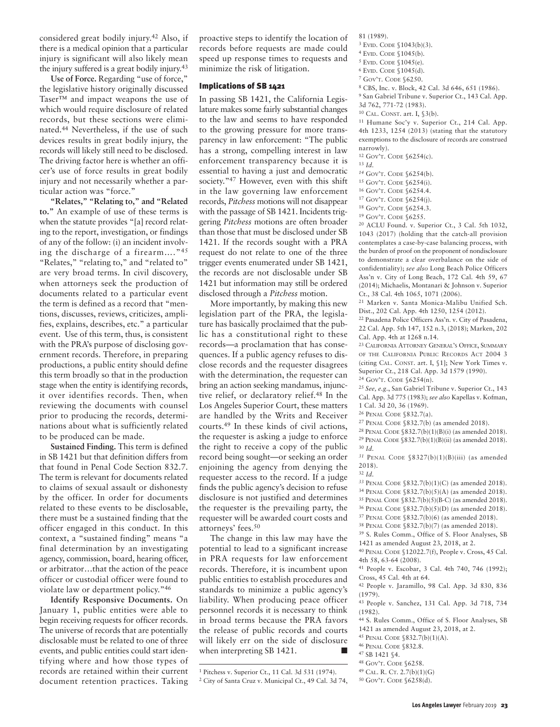considered great bodily injury.[42] Also, if there is a medical opinion that a particular injury is significant will also likely mean the injury suffered is a great bodily injury.[43]

**Use of Force.** Regarding "use of force," the legislative history originally discussed Taser™ and impact weapons the use of which would require disclosure of related records, but these sections were eliminated.[44] Nevertheless, if the use of such devices results in great bodily injury, the records will likely still need to be disclosed. The driving factor here is whether an officer's use of force results in great bodily injury and not necessarily whether a particular action was "force."

**"Relates," "Relating to," and "Related to."** An example of use of these terms is when the statute provides "[a] record relating to the report, investigation, or findings of any of the follow: (i) an incident involving the discharge of a firearm…."[45] "Relates," "relating to," and "related to" are very broad terms. In civil discovery, when attorneys seek the production of documents related to a particular event the term is defined as a record that "mentions, discusses, reviews, criticizes, amplifies, explains, describes, etc." a particular event. Use of this term, thus, is consistent with the PRA's purpose of disclosing government records. Therefore, in preparing productions, a public entity should define this term broadly so that in the production stage when the entity is identifying records, it over identifies records. Then, when reviewing the documents with counsel prior to producing the records, determinations about what is sufficiently related to be produced can be made.

**Sustained Finding.** This term is defined in SB 1421 but that definition differs from that found in Penal Code Section 832.7. The term is relevant for documents related to claims of sexual assault or dishonesty by the officer. In order for documents related to these events to be disclosable, there must be a sustained finding that the officer engaged in this conduct. In this context, a "sustained finding" means "a final determination by an investigating agency, commission, board, hearing officer, or arbitrator…that the action of the peace officer or custodial officer were found to violate law or department policy."[46]

**Identify Responsive Documents.** On January 1, public entities were able to begin receiving requests for officer records. The universe of records that are potentially disclosable must be related to one of three events, and public entities could start identifying where and how those types of records are retained within their current document retention practices. Taking proactive steps to identify the location of records before requests are made could speed up response times to requests and minimize the risk of litigation.

## Implications of SB 1421

In passing SB 1421, the California Legislature makes some fairly substantial changes to the law and seems to have responded to the growing pressure for more transparency in law enforcement: "The public has a strong, compelling interest in law enforcement transparency because it is essential to having a just and democratic society."[47] However, even with this shift in the law governing law enforcement records, *Pitchess* motions will not disappear with the passage of SB 1421. Incidents triggering *Pitchess* motions are often broader than those that must be disclosed under SB 1421. If the records sought with a PRA request do not relate to one of the three trigger events enumerated under SB 1421, the records are not disclosable under SB 1421 but information may still be ordered disclosed through a *Pitchess* motion.

More importantly, by making this new legislation part of the PRA, the legislature has basically proclaimed that the public has a constitutional right to these records—a proclamation that has consequences. If a public agency refuses to disclose records and the requester disagrees with the determination, the requester can bring an action seeking mandamus, injunctive relief, or declaratory relief.[48] In the Los Angeles Superior Court, these matters are handled by the Writs and Receiver courts.[49] In these kinds of civil actions, the requester is asking a judge to enforce the right to receive a copy of the public record being sought—or seeking an order enjoining the agency from denying the requester access to the record. If a judge finds the public agency's decision to refuse disclosure is not justified and determines the requester is the prevailing party, the requester will be awarded court costs and attorneys' fees.[50]

The change in this law may have the potential to lead to a significant increase in PRA requests for law enforcement records. Therefore, it is incumbent upon public entities to establish procedures and standards to minimize a public agency's liability. When producing peace officer personnel records it is necessary to think in broad terms because the PRA favors the release of public records and courts will likely err on the side of disclosure when interpreting SB 1421. ■

---

1 Pitchess v. Superior Ct., 11 Cal. 3d 531 (1974).
2 City of Santa Cruz v. Municipal Ct., 49 Cal. 3d 74, 81 (1989).
3 Evid. Code §1043(b)(3).
4 Evid. Code §1045(b).
5 Evid. Code §1045(e).
6 Evid. Code §1045(d).
7 Gov't. Code §6250.
8 CBS, Inc. v. Block, 42 Cal. 3d 646, 651 (1986).
9 San Gabriel Tribune v. Superior Ct., 143 Cal. App. 3d 762, 771-72 (1983).
10 Cal. Const. art. I, §3(b).
11 Humane Soc'y v. Superior Ct., 214 Cal. App. 4th 1233, 1254 (2013) (stating that the statutory exemptions to the disclosure of records are construed narrowly).
12 Gov't. Code §6254(c).
13 *Id.*
14 Gov't. Code §6254(b).
15 Gov't. Code §6254(i).
16 Gov't. Code §6254.4.
17 Gov't. Code §6254(j).
18 Gov't. Code §6254.3.
19 Gov't. Code §6255.
20 ACLU Found. v. Superior Ct., 3 Cal. 5th 1032, 1043 (2017) (holding that the catch-all provision contemplates a case-by-case balancing process, with the burden of proof on the proponent of nondisclosure to demonstrate a clear overbalance on the side of confidentiality); *see also* Long Beach Police Officers Ass'n v. City of Long Beach, 172 Cal. 4th 59, 67 (2014); Michaelis, Montanari & Johnson v. Superior Ct., 38 Cal. 4th 1065, 1071 (2006).
21 Marken v. Santa Monica-Malibu Unified Sch. Dist., 202 Cal. App. 4th 1250, 1254 (2012).
22 Pasadena Police Officers Ass'n. v. City of Pasadena, 22 Cal. App. 5th 147, 152 n.3, (2018); Marken, 202 Cal. App. 4th at 1268 n.14.
23 California Attorney General's Office, Summary of the California Public Records Act 2004 3 (citing Cal. Const. art. I, §1]; New York Times v. Superior Ct., 218 Cal. App. 3d 1579 (1990).
24 Gov't. Code §6254(n).
25 *See, e.g.*, San Gabriel Tribune v. Superior Ct., 143 Cal. App. 3d 775 (1983); *see also* Kapellas v. Kofman, 1 Cal. 3d 20, 36 (1969).
26 Penal Code §832.7(a).
27 Penal Code §832.7(b) (as amended 2018).
28 Penal Code §832.7(b)(1)(B)(i) (as amended 2018).
29 Penal Code §832.7(b)(1)(B)(ii) (as amended 2018).
30 *Id.*
31 Penal Code §8327(b)(1)(B)(iii) (as amended 2018).
32 *Id.*
33 Penal Code §832.7(b)(1)(C) (as amended 2018).
34 Penal Code §832.7(b)(5)(A) (as amended 2018).
35 Penal Code §832.7(b)(5)(B-C) (as amended 2018).
36 Penal Code §832.7(b)(5)(D) (as amended 2018).
37 Penal Code §832.7(b)(6) (as amended 2018).
38 Penal Code §832.7(b)(7) (as amended 2018).
39 S. Rules Comm., Office of S. Floor Analyses, SB 1421 as amended August 23, 2018, at 2.
40 Penal Code §12022.7(f), People v. Cross, 45 Cal. 4th 58, 63-64 (2008).
41 People v. Escobar, 3 Cal. 4th 740, 746 (1992); Cross, 45 Cal. 4th at 64.
42 People v. Jaramillo, 98 Cal. App. 3d 830, 836 (1979).
43 People v. Sanchez, 131 Cal. App. 3d 718, 734 (1982).
44 S. Rules Comm., Office of S. Floor Analyses, SB 1421 as amended August 23, 2018, at 2.
45 Penal Code §832.7(b)(1)(A).
46 Penal Code §832.8.
47 SB 1421 §4.
48 Gov't. Code §6258.
49 Cal. R. Ct. 2.7(b)(1)(G)
50 Gov't. Code §6258(d).